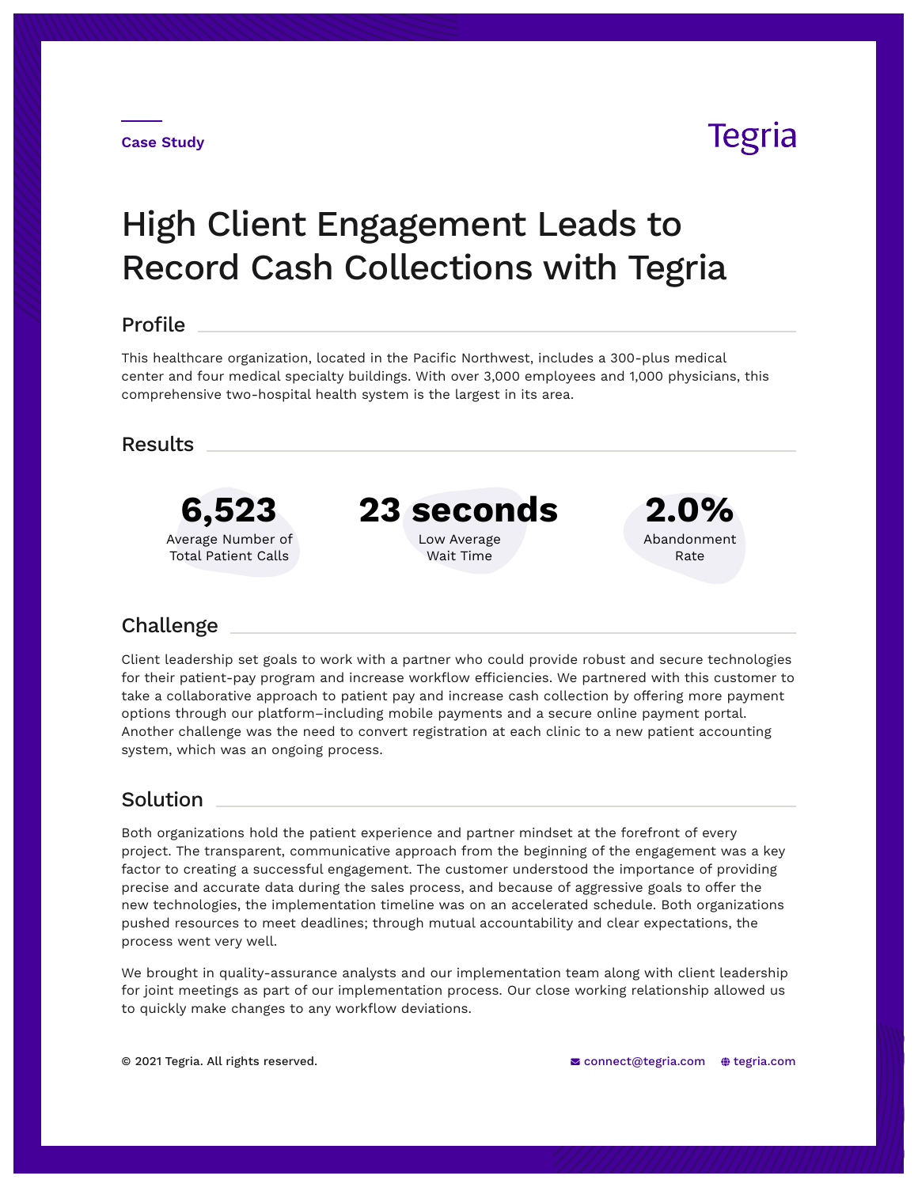Case Study

Tegria

# High Client Engagement Leads to Record Cash Collections with Tegria

## Profile

This healthcare organization, located in the Pacific Northwest, includes a 300-plus medical center and four medical specialty buildings. With over 3,000 employees and 1,000 physicians, this comprehensive two-hospital health system is the largest in its area.

## Results

**6,523**
Average Number of Total Patient Calls

**23 seconds**
Low Average Wait Time

**2.0%**
Abandonment Rate

## Challenge

Client leadership set goals to work with a partner who could provide robust and secure technologies for their patient-pay program and increase workflow efficiencies. We partnered with this customer to take a collaborative approach to patient pay and increase cash collection by offering more payment options through our platform–including mobile payments and a secure online payment portal. Another challenge was the need to convert registration at each clinic to a new patient accounting system, which was an ongoing process.

## Solution

Both organizations hold the patient experience and partner mindset at the forefront of every project. The transparent, communicative approach from the beginning of the engagement was a key factor to creating a successful engagement. The customer understood the importance of providing precise and accurate data during the sales process, and because of aggressive goals to offer the new technologies, the implementation timeline was on an accelerated schedule. Both organizations pushed resources to meet deadlines; through mutual accountability and clear expectations, the process went very well.

We brought in quality-assurance analysts and our implementation team along with client leadership for joint meetings as part of our implementation process. Our close working relationship allowed us to quickly make changes to any workflow deviations.

© 2021 Tegria. All rights reserved. connect@tegria.com tegria.com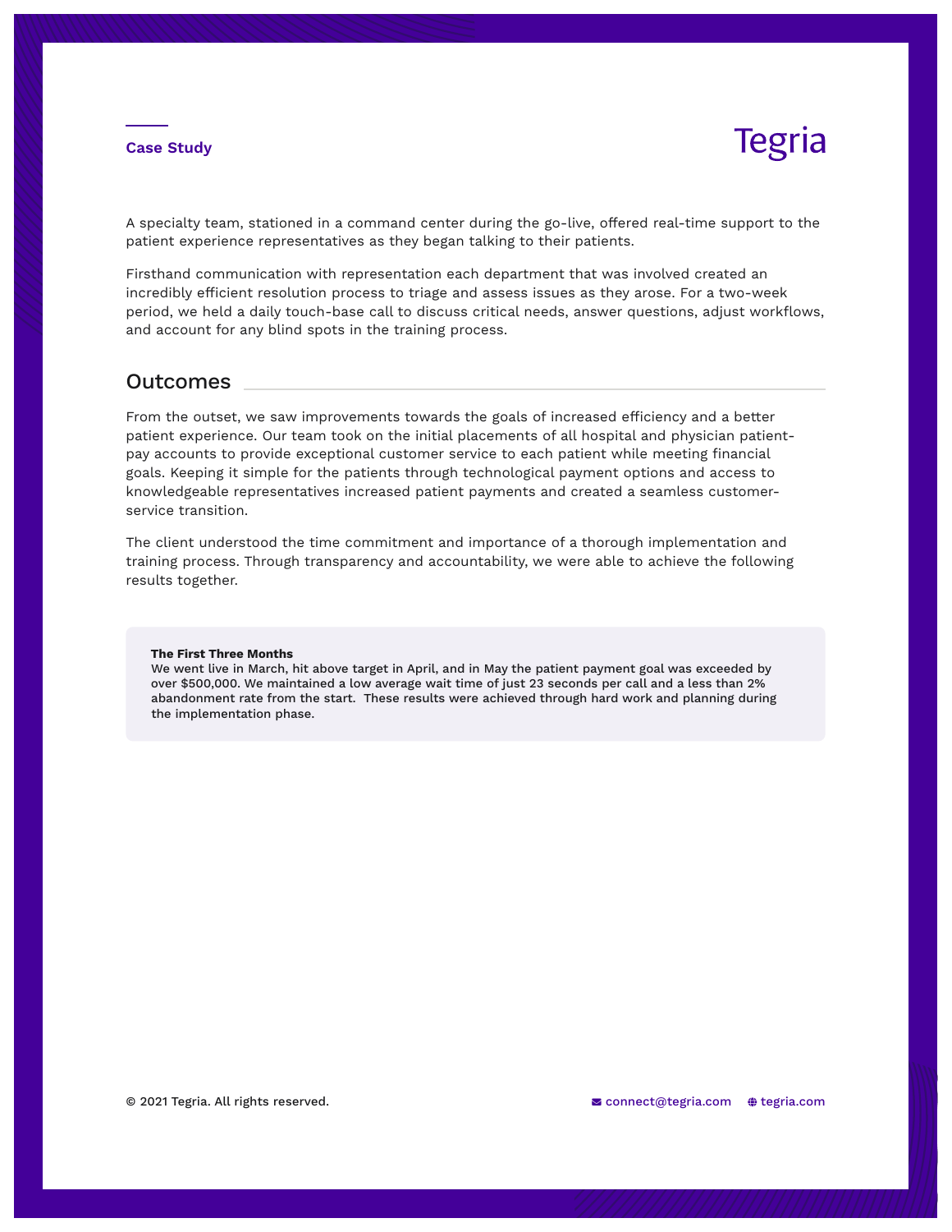A specialty team, stationed in a command center during the go-live, offered real-time support to the patient experience representatives as they began talking to their patients.

Firsthand communication with representation each department that was involved created an incredibly efficient resolution process to triage and assess issues as they arose. For a two-week period, we held a daily touch-base call to discuss critical needs, answer questions, adjust workflows, and account for any blind spots in the training process.

## Outcomes

From the outset, we saw improvements towards the goals of increased efficiency and a better patient experience. Our team took on the initial placements of all hospital and physician patient-pay accounts to provide exceptional customer service to each patient while meeting financial goals. Keeping it simple for the patients through technological payment options and access to knowledgeable representatives increased patient payments and created a seamless customer-service transition.

The client understood the time commitment and importance of a thorough implementation and training process. Through transparency and accountability, we were able to achieve the following results together.

**The First Three Months**
We went live in March, hit above target in April, and in May the patient payment goal was exceeded by over $500,000. We maintained a low average wait time of just 23 seconds per call and a less than 2% abandonment rate from the start. These results were achieved through hard work and planning during the implementation phase.